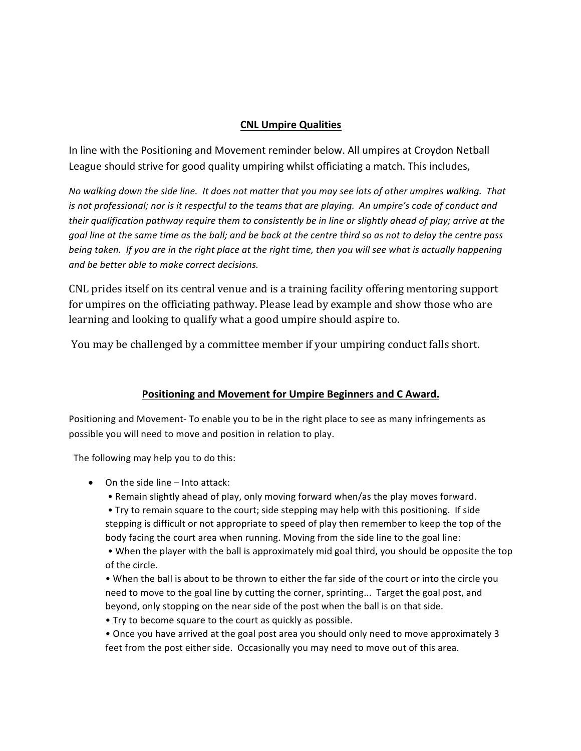## CNL Umpire Qualities

In line with the Positioning and Movement reminder below. All umpires at Croydon Netball League should strive for good quality umpiring whilst officiating a match. This includes,

*No walking down the side line. It does not matter that you may see lots of other umpires walking. That is not professional; nor is it respectful to the teams that are playing. An umpire's code of conduct and their qualification pathway require them to consistently be in line or slightly ahead of play; arrive at the goal line at the same time as the ball; and be back at the centre third so as not to delay the centre pass being taken. If you are in the right place at the right time, then you will see what is actually happening and be better able to make correct decisions.*

CNL prides itself on its central venue and is a training facility offering mentoring support for umpires on the officiating pathway. Please lead by example and show those who are learning and looking to qualify what a good umpire should aspire to.

You may be challenged by a committee member if your umpiring conduct falls short.

## Positioning and Movement for Umpire Beginners and C Award.

Positioning and Movement- To enable you to be in the right place to see as many infringements as possible you will need to move and position in relation to play.

The following may help you to do this:

- On the side line – Into attack:
  - Remain slightly ahead of play, only moving forward when/as the play moves forward.
  - Try to remain square to the court; side stepping may help with this positioning. If side stepping is difficult or not appropriate to speed of play then remember to keep the top of the body facing the court area when running. Moving from the side line to the goal line:
  - When the player with the ball is approximately mid goal third, you should be opposite the top of the circle.
  - When the ball is about to be thrown to either the far side of the court or into the circle you need to move to the goal line by cutting the corner, sprinting... Target the goal post, and beyond, only stopping on the near side of the post when the ball is on that side.
  - Try to become square to the court as quickly as possible.
  - Once you have arrived at the goal post area you should only need to move approximately 3 feet from the post either side. Occasionally you may need to move out of this area.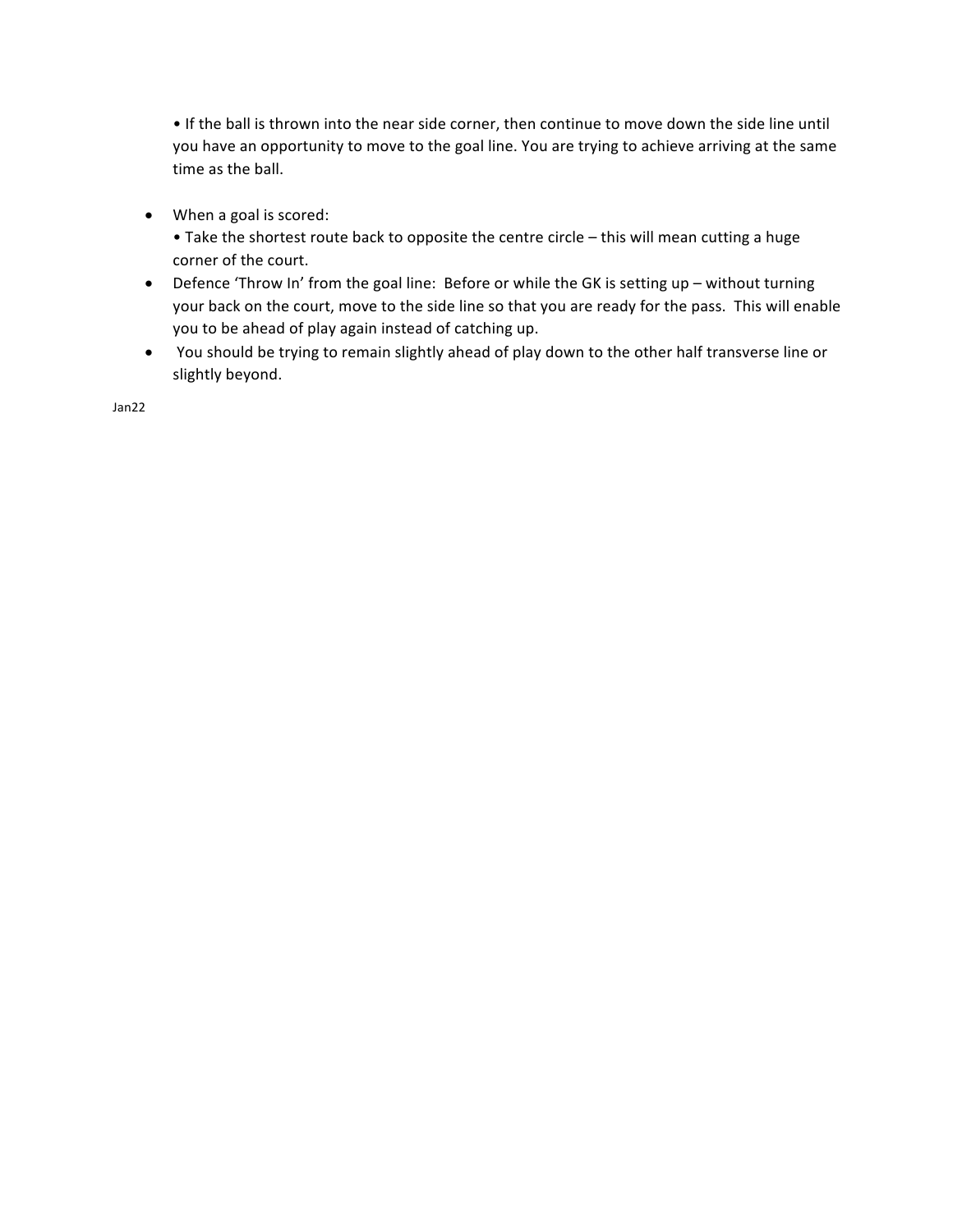- If the ball is thrown into the near side corner, then continue to move down the side line until you have an opportunity to move to the goal line. You are trying to achieve arriving at the same time as the ball.

- When a goal is scored:
  - Take the shortest route back to opposite the centre circle – this will mean cutting a huge corner of the court.
- Defence 'Throw In' from the goal line: Before or while the GK is setting up – without turning your back on the court, move to the side line so that you are ready for the pass. This will enable you to be ahead of play again instead of catching up.
- You should be trying to remain slightly ahead of play down to the other half transverse line or slightly beyond.

Jan22